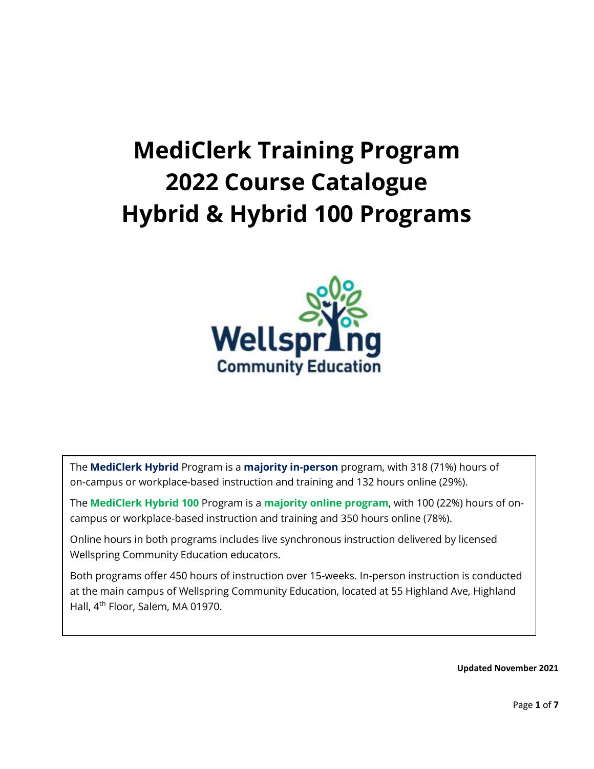# MediClerk Training Program
# 2022 Course Catalogue
# Hybrid & Hybrid 100 Programs

Wellspring Community Education

The **MediClerk Hybrid** Program is a **majority in-person** program, with 318 (71%) hours of on-campus or workplace-based instruction and training and 132 hours online (29%).

The **MediClerk Hybrid 100** Program is a **majority online program**, with 100 (22%) hours of on-campus or workplace-based instruction and training and 350 hours online (78%).

Online hours in both programs includes live synchronous instruction delivered by licensed Wellspring Community Education educators.

Both programs offer 450 hours of instruction over 15-weeks. In-person instruction is conducted at the main campus of Wellspring Community Education, located at 55 Highland Ave, Highland Hall, 4th Floor, Salem, MA 01970.

**Updated November 2021**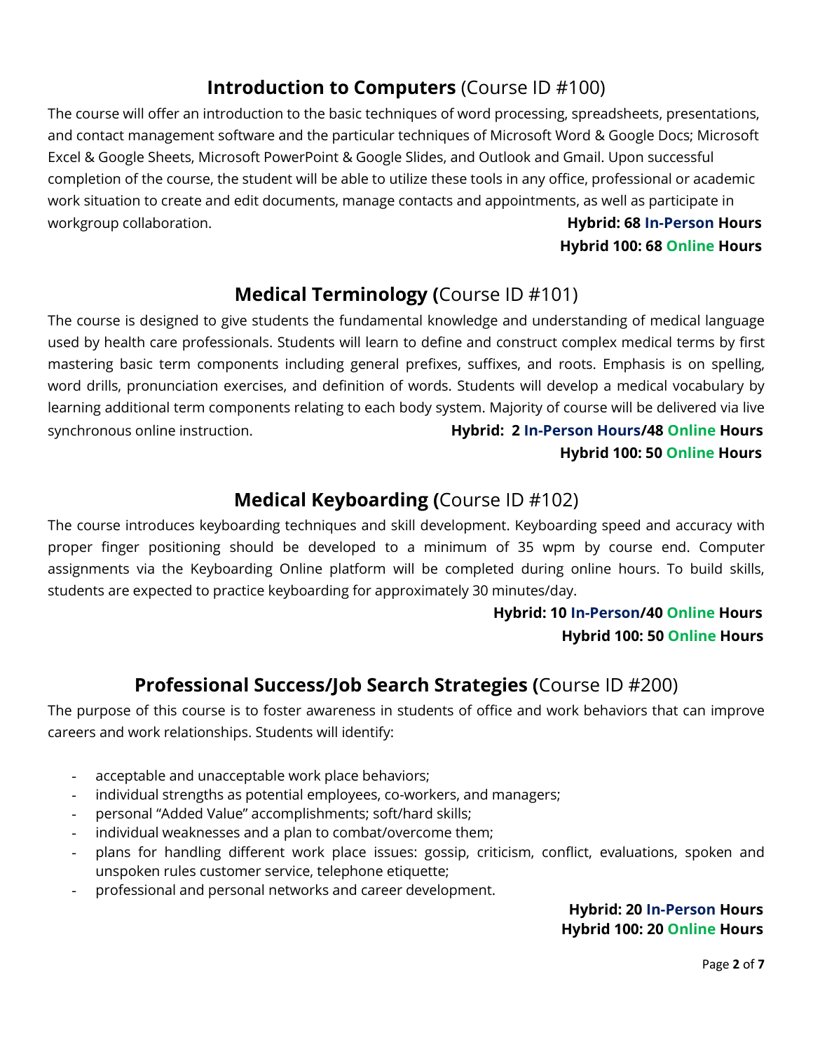## **Introduction to Computers** (Course ID #100)

The course will offer an introduction to the basic techniques of word processing, spreadsheets, presentations, and contact management software and the particular techniques of Microsoft Word & Google Docs; Microsoft Excel & Google Sheets, Microsoft PowerPoint & Google Slides, and Outlook and Gmail. Upon successful completion of the course, the student will be able to utilize these tools in any office, professional or academic work situation to create and edit documents, manage contacts and appointments, as well as participate in workgroup collaboration.

**Hybrid: 68 In-Person Hours**
**Hybrid 100: 68 Online Hours**

## **Medical Terminology (**Course ID #101)

The course is designed to give students the fundamental knowledge and understanding of medical language used by health care professionals. Students will learn to define and construct complex medical terms by first mastering basic term components including general prefixes, suffixes, and roots. Emphasis is on spelling, word drills, pronunciation exercises, and definition of words. Students will develop a medical vocabulary by learning additional term components relating to each body system. Majority of course will be delivered via live synchronous online instruction.

**Hybrid: 2 In-Person Hours/48 Online Hours**
**Hybrid 100: 50 Online Hours**

## **Medical Keyboarding (**Course ID #102)

The course introduces keyboarding techniques and skill development. Keyboarding speed and accuracy with proper finger positioning should be developed to a minimum of 35 wpm by course end. Computer assignments via the Keyboarding Online platform will be completed during online hours. To build skills, students are expected to practice keyboarding for approximately 30 minutes/day.

**Hybrid: 10 In-Person/40 Online Hours**
**Hybrid 100: 50 Online Hours**

## **Professional Success/Job Search Strategies (**Course ID #200)

The purpose of this course is to foster awareness in students of office and work behaviors that can improve careers and work relationships. Students will identify:

- acceptable and unacceptable work place behaviors;
- individual strengths as potential employees, co-workers, and managers;
- personal "Added Value" accomplishments; soft/hard skills;
- individual weaknesses and a plan to combat/overcome them;
- plans for handling different work place issues: gossip, criticism, conflict, evaluations, spoken and unspoken rules customer service, telephone etiquette;
- professional and personal networks and career development.

**Hybrid: 20 In-Person Hours**
**Hybrid 100: 20 Online Hours**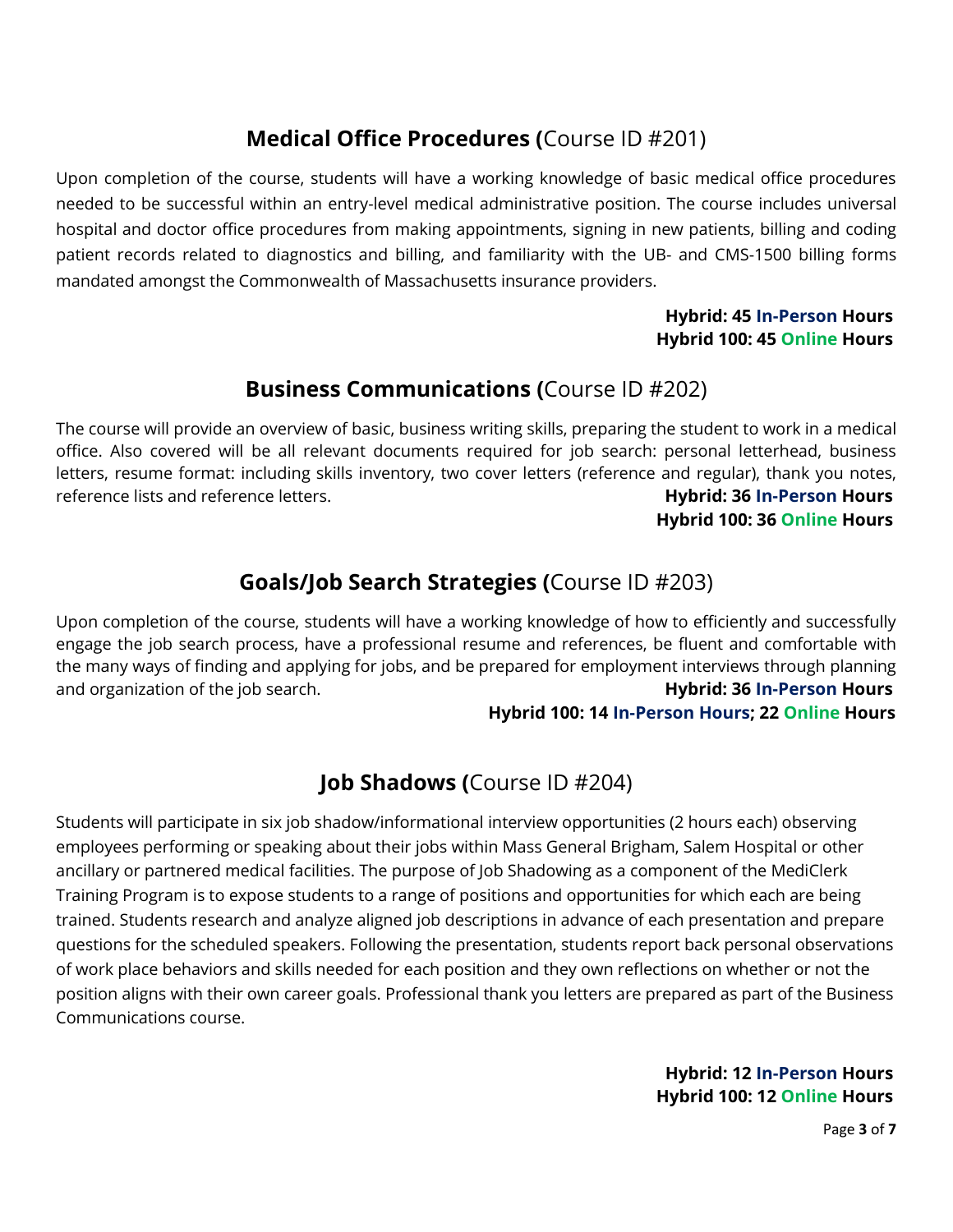## **Medical Office Procedures (**Course ID #201)

Upon completion of the course, students will have a working knowledge of basic medical office procedures needed to be successful within an entry-level medical administrative position. The course includes universal hospital and doctor office procedures from making appointments, signing in new patients, billing and coding patient records related to diagnostics and billing, and familiarity with the UB- and CMS-1500 billing forms mandated amongst the Commonwealth of Massachusetts insurance providers.

**Hybrid: 45 In-Person Hours**
**Hybrid 100: 45 Online Hours**

## **Business Communications (**Course ID #202)

The course will provide an overview of basic, business writing skills, preparing the student to work in a medical office. Also covered will be all relevant documents required for job search: personal letterhead, business letters, resume format: including skills inventory, two cover letters (reference and regular), thank you notes, reference lists and reference letters.

**Hybrid: 36 In-Person Hours**
**Hybrid 100: 36 Online Hours**

## **Goals/Job Search Strategies (**Course ID #203)

Upon completion of the course, students will have a working knowledge of how to efficiently and successfully engage the job search process, have a professional resume and references, be fluent and comfortable with the many ways of finding and applying for jobs, and be prepared for employment interviews through planning and organization of the job search.

**Hybrid: 36 In-Person Hours**
**Hybrid 100: 14 In-Person Hours; 22 Online Hours**

## **Job Shadows (**Course ID #204)

Students will participate in six job shadow/informational interview opportunities (2 hours each) observing employees performing or speaking about their jobs within Mass General Brigham, Salem Hospital or other ancillary or partnered medical facilities. The purpose of Job Shadowing as a component of the MediClerk Training Program is to expose students to a range of positions and opportunities for which each are being trained. Students research and analyze aligned job descriptions in advance of each presentation and prepare questions for the scheduled speakers. Following the presentation, students report back personal observations of work place behaviors and skills needed for each position and they own reflections on whether or not the position aligns with their own career goals. Professional thank you letters are prepared as part of the Business Communications course.

**Hybrid: 12 In-Person Hours**
**Hybrid 100: 12 Online Hours**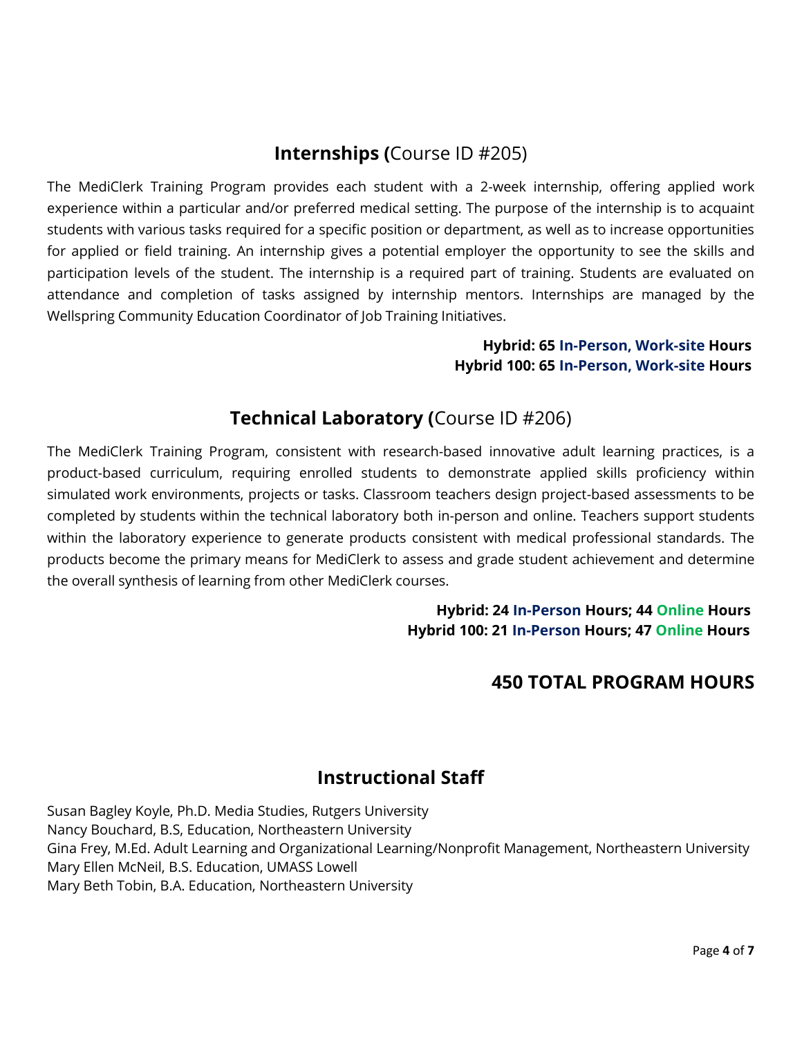## **Internships (**Course ID #205)

The MediClerk Training Program provides each student with a 2-week internship, offering applied work experience within a particular and/or preferred medical setting. The purpose of the internship is to acquaint students with various tasks required for a specific position or department, as well as to increase opportunities for applied or field training. An internship gives a potential employer the opportunity to see the skills and participation levels of the student. The internship is a required part of training. Students are evaluated on attendance and completion of tasks assigned by internship mentors. Internships are managed by the Wellspring Community Education Coordinator of Job Training Initiatives.

**Hybrid: 65 In-Person, Work-site Hours**
**Hybrid 100: 65 In-Person, Work-site Hours**

## **Technical Laboratory (**Course ID #206)

The MediClerk Training Program, consistent with research-based innovative adult learning practices, is a product-based curriculum, requiring enrolled students to demonstrate applied skills proficiency within simulated work environments, projects or tasks. Classroom teachers design project-based assessments to be completed by students within the technical laboratory both in-person and online. Teachers support students within the laboratory experience to generate products consistent with medical professional standards. The products become the primary means for MediClerk to assess and grade student achievement and determine the overall synthesis of learning from other MediClerk courses.

**Hybrid: 24 In-Person Hours; 44 Online Hours**
**Hybrid 100: 21 In-Person Hours; 47 Online Hours**

## **450 TOTAL PROGRAM HOURS**

## **Instructional Staff**

Susan Bagley Koyle, Ph.D. Media Studies, Rutgers University
Nancy Bouchard, B.S, Education, Northeastern University
Gina Frey, M.Ed. Adult Learning and Organizational Learning/Nonprofit Management, Northeastern University
Mary Ellen McNeil, B.S. Education, UMASS Lowell
Mary Beth Tobin, B.A. Education, Northeastern University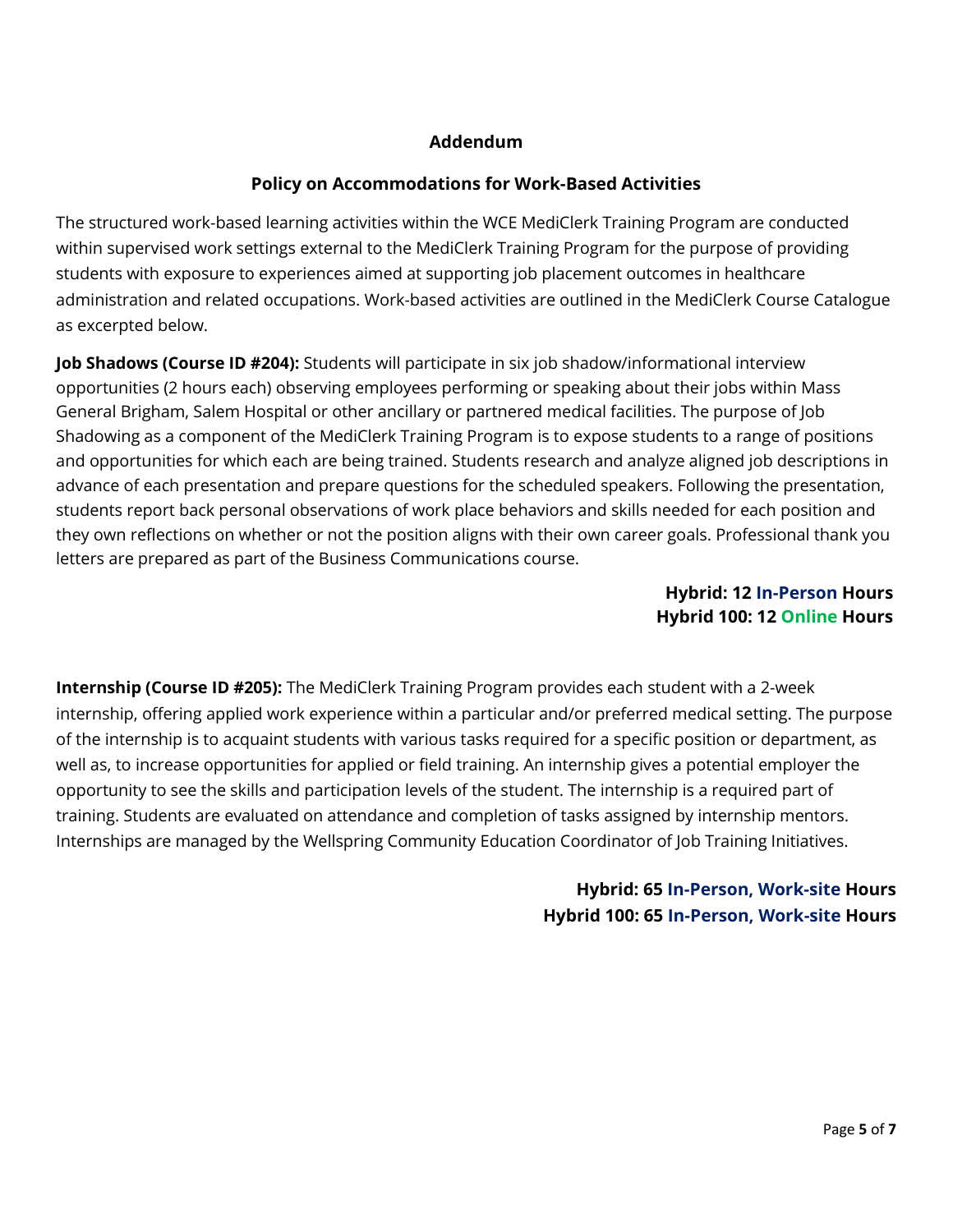## Addendum

## Policy on Accommodations for Work-Based Activities

The structured work-based learning activities within the WCE MediClerk Training Program are conducted within supervised work settings external to the MediClerk Training Program for the purpose of providing students with exposure to experiences aimed at supporting job placement outcomes in healthcare administration and related occupations. Work-based activities are outlined in the MediClerk Course Catalogue as excerpted below.

**Job Shadows (Course ID #204):** Students will participate in six job shadow/informational interview opportunities (2 hours each) observing employees performing or speaking about their jobs within Mass General Brigham, Salem Hospital or other ancillary or partnered medical facilities. The purpose of Job Shadowing as a component of the MediClerk Training Program is to expose students to a range of positions and opportunities for which each are being trained. Students research and analyze aligned job descriptions in advance of each presentation and prepare questions for the scheduled speakers. Following the presentation, students report back personal observations of work place behaviors and skills needed for each position and they own reflections on whether or not the position aligns with their own career goals. Professional thank you letters are prepared as part of the Business Communications course.

**Hybrid: 12 In-Person Hours**
**Hybrid 100: 12 Online Hours**

**Internship (Course ID #205):** The MediClerk Training Program provides each student with a 2-week internship, offering applied work experience within a particular and/or preferred medical setting. The purpose of the internship is to acquaint students with various tasks required for a specific position or department, as well as, to increase opportunities for applied or field training. An internship gives a potential employer the opportunity to see the skills and participation levels of the student. The internship is a required part of training. Students are evaluated on attendance and completion of tasks assigned by internship mentors. Internships are managed by the Wellspring Community Education Coordinator of Job Training Initiatives.

**Hybrid: 65 In-Person, Work-site Hours**
**Hybrid 100: 65 In-Person, Work-site Hours**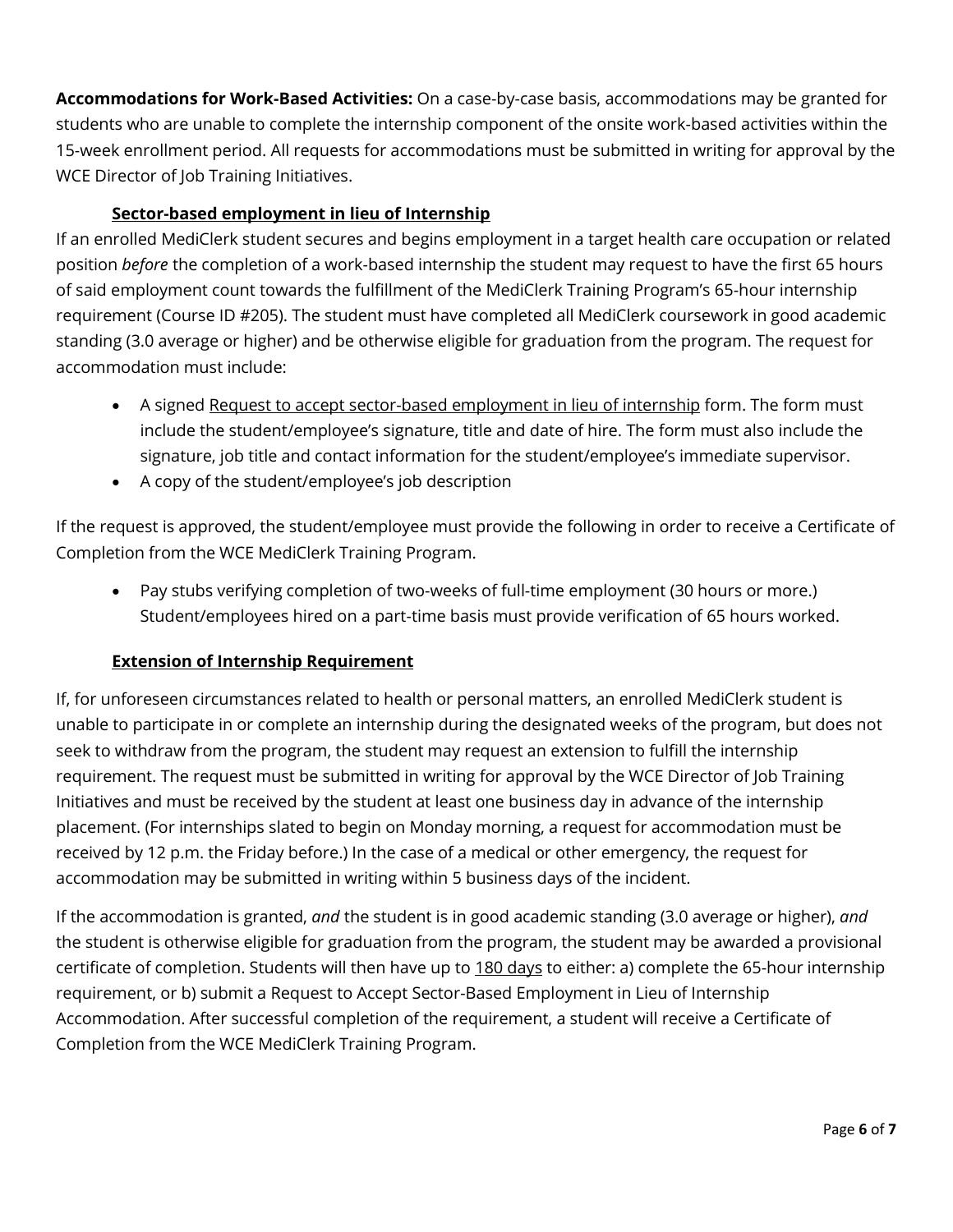**Accommodations for Work-Based Activities:** On a case-by-case basis, accommodations may be granted for students who are unable to complete the internship component of the onsite work-based activities within the 15-week enrollment period. All requests for accommodations must be submitted in writing for approval by the WCE Director of Job Training Initiatives.

### Sector-based employment in lieu of Internship

If an enrolled MediClerk student secures and begins employment in a target health care occupation or related position *before* the completion of a work-based internship the student may request to have the first 65 hours of said employment count towards the fulfillment of the MediClerk Training Program's 65-hour internship requirement (Course ID #205). The student must have completed all MediClerk coursework in good academic standing (3.0 average or higher) and be otherwise eligible for graduation from the program. The request for accommodation must include:

- A signed Request to accept sector-based employment in lieu of internship form. The form must include the student/employee's signature, title and date of hire. The form must also include the signature, job title and contact information for the student/employee's immediate supervisor.
- A copy of the student/employee's job description

If the request is approved, the student/employee must provide the following in order to receive a Certificate of Completion from the WCE MediClerk Training Program.

- Pay stubs verifying completion of two-weeks of full-time employment (30 hours or more.) Student/employees hired on a part-time basis must provide verification of 65 hours worked.

### Extension of Internship Requirement

If, for unforeseen circumstances related to health or personal matters, an enrolled MediClerk student is unable to participate in or complete an internship during the designated weeks of the program, but does not seek to withdraw from the program, the student may request an extension to fulfill the internship requirement. The request must be submitted in writing for approval by the WCE Director of Job Training Initiatives and must be received by the student at least one business day in advance of the internship placement. (For internships slated to begin on Monday morning, a request for accommodation must be received by 12 p.m. the Friday before.) In the case of a medical or other emergency, the request for accommodation may be submitted in writing within 5 business days of the incident.

If the accommodation is granted, *and* the student is in good academic standing (3.0 average or higher), *and* the student is otherwise eligible for graduation from the program, the student may be awarded a provisional certificate of completion. Students will then have up to 180 days to either: a) complete the 65-hour internship requirement, or b) submit a Request to Accept Sector-Based Employment in Lieu of Internship Accommodation. After successful completion of the requirement, a student will receive a Certificate of Completion from the WCE MediClerk Training Program.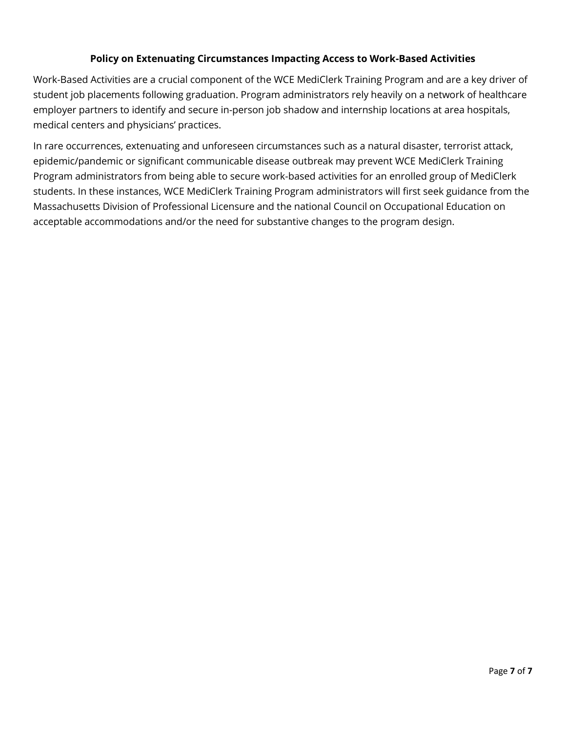**Policy on Extenuating Circumstances Impacting Access to Work-Based Activities**

Work-Based Activities are a crucial component of the WCE MediClerk Training Program and are a key driver of student job placements following graduation. Program administrators rely heavily on a network of healthcare employer partners to identify and secure in-person job shadow and internship locations at area hospitals, medical centers and physicians' practices.

In rare occurrences, extenuating and unforeseen circumstances such as a natural disaster, terrorist attack, epidemic/pandemic or significant communicable disease outbreak may prevent WCE MediClerk Training Program administrators from being able to secure work-based activities for an enrolled group of MediClerk students. In these instances, WCE MediClerk Training Program administrators will first seek guidance from the Massachusetts Division of Professional Licensure and the national Council on Occupational Education on acceptable accommodations and/or the need for substantive changes to the program design.